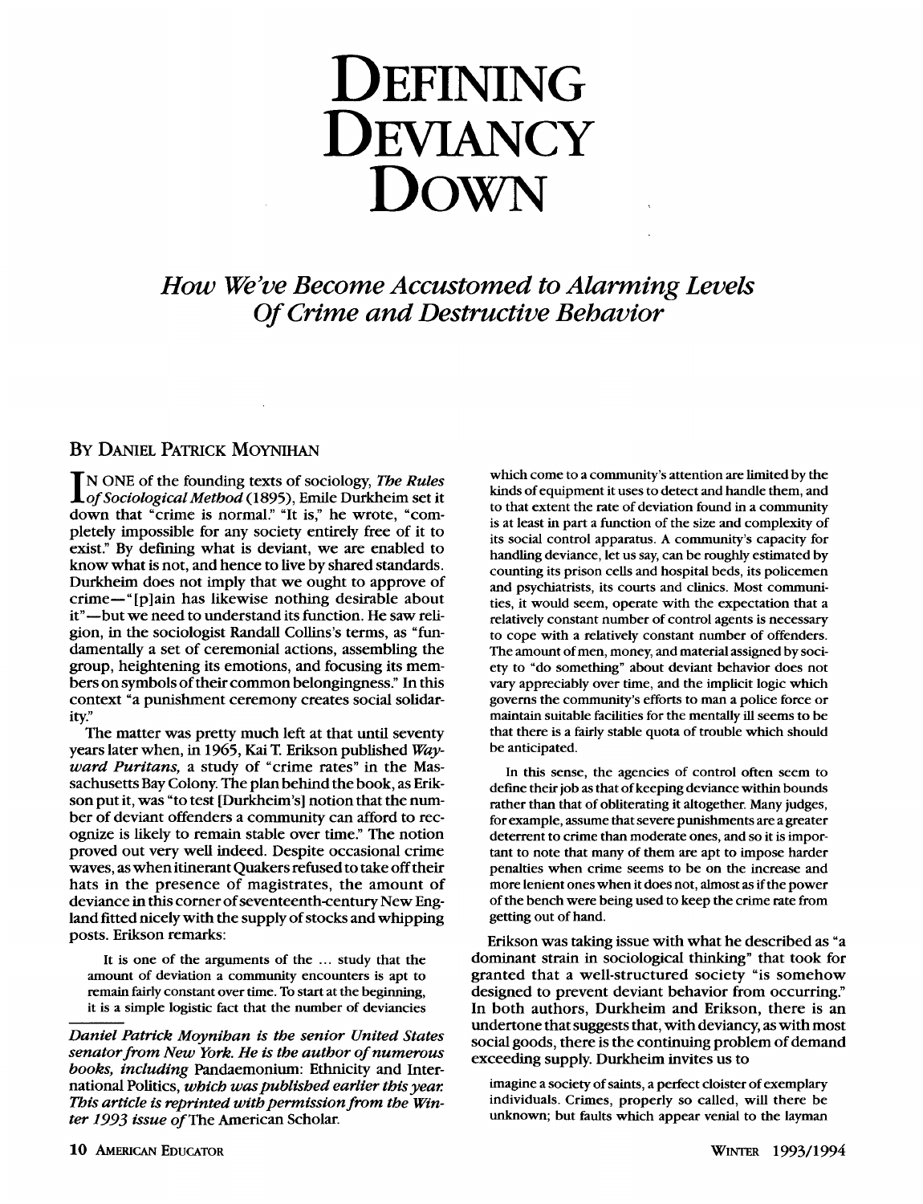# DEFINING DEVIANCY DOWN

## *How We've Become Accustomed to Alarming Levels Of Crime and Destructive Behavior*

BY DANIEL PATRICK MOYNIHAN

IN ONE of the founding texts of sociology, *The Rules of Sociological Method* (1895), Emile Durkheim set it down that "crime is normal." "It is," he wrote, "completely impossible for any society entirely free of it to exist." By defining what is deviant, we are enabled to know what is not, and hence to live by shared standards. Durkheim does not imply that we ought to approve of crime—"[p]ain has likewise nothing desirable about it"—but we need to understand its function. He saw religion, in the sociologist Randall Collins's terms, as "fundamentally a set of ceremonial actions, assembling the group, heightening its emotions, and focusing its members on symbols of their common belongingness." In this context "a punishment ceremony creates social solidarity."

The matter was pretty much left at that until seventy years later when, in 1965, Kai T. Erikson published *Wayward Puritans*, a study of "crime rates" in the Massachusetts Bay Colony. The plan behind the book, as Erikson put it, was "to test [Durkheim's] notion that the number of deviant offenders a community can afford to recognize is likely to remain stable over time." The notion proved out very well indeed. Despite occasional crime waves, as when itinerant Quakers refused to take off their hats in the presence of magistrates, the amount of deviance in this corner of seventeenth-century New England fitted nicely with the supply of stocks and whipping posts. Erikson remarks:

> It is one of the arguments of the ... study that the amount of deviation a community encounters is apt to remain fairly constant over time. To start at the beginning, it is a simple logistic fact that the number of deviancies which come to a community's attention are limited by the kinds of equipment it uses to detect and handle them, and to that extent the rate of deviation found in a community is at least in part a function of the size and complexity of its social control apparatus. A community's capacity for handling deviance, let us say, can be roughly estimated by counting its prison cells and hospital beds, its policemen and psychiatrists, its courts and clinics. Most communities, it would seem, operate with the expectation that a relatively constant number of control agents is necessary to cope with a relatively constant number of offenders. The amount of men, money, and material assigned by society to "do something" about deviant behavior does not vary appreciably over time, and the implicit logic which governs the community's efforts to man a police force or maintain suitable facilities for the mentally ill seems to be that there is a fairly stable quota of trouble which should be anticipated.
>
> In this sense, the agencies of control often seem to define their job as that of keeping deviance within bounds rather than that of obliterating it altogether. Many judges, for example, assume that severe punishments are a greater deterrent to crime than moderate ones, and so it is important to note that many of them are apt to impose harder penalties when crime seems to be on the increase and more lenient ones when it does not, almost as if the power of the bench were being used to keep the crime rate from getting out of hand.

Erikson was taking issue with what he described as "a dominant strain in sociological thinking" that took for granted that a well-structured society "is somehow designed to prevent deviant behavior from occurring." In both authors, Durkheim and Erikson, there is an undertone that suggests that, with deviancy, as with most social goods, there is the continuing problem of demand exceeding supply. Durkheim invites us to

> imagine a society of saints, a perfect cloister of exemplary individuals. Crimes, properly so called, will there be unknown; but faults which appear venial to the layman

---

*Daniel Patrick Moynihan is the senior United States senator from New York. He is the author of numerous books, including* Pandaemonium: Ethnicity and International Politics, *which was published earlier this year. This article is reprinted with permission from the Winter 1993 issue of* The American Scholar.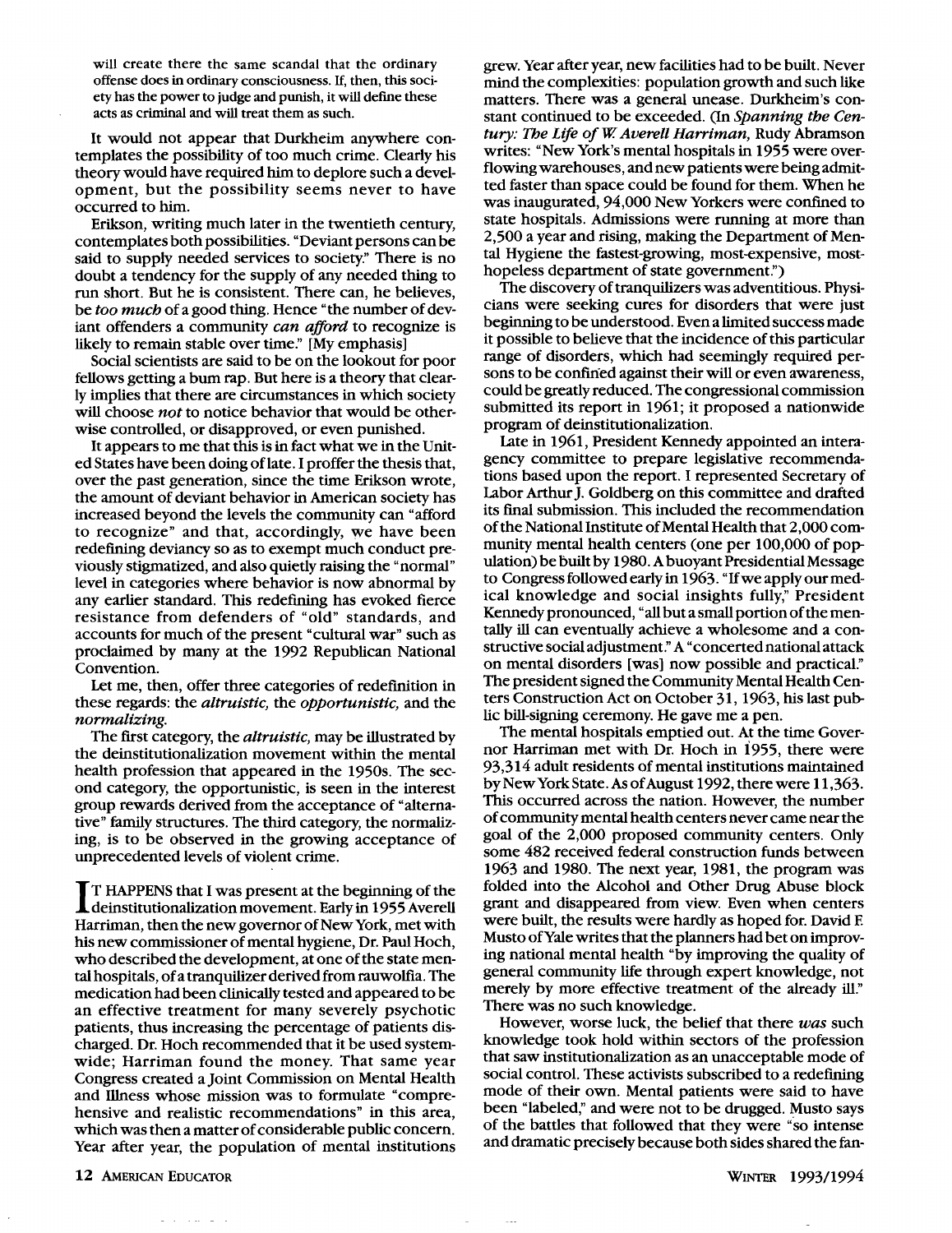will create there the same scandal that the ordinary offense does in ordinary consciousness. If, then, this society has the power to judge and punish, it will define these acts as criminal and will treat them as such.

It would not appear that Durkheim anywhere contemplates the possibility of too much crime. Clearly his theory would have required him to deplore such a development, but the possibility seems never to have occurred to him.

Erikson, writing much later in the twentieth century, contemplates both possibilities. "Deviant persons can be said to supply needed services to society." There is no doubt a tendency for the supply of any needed thing to run short. But he is consistent. There can, he believes, be *too much* of a good thing. Hence "the number of deviant offenders a community *can afford* to recognize is likely to remain stable over time." [My emphasis]

Social scientists are said to be on the lookout for poor fellows getting a bum rap. But here is a theory that clearly implies that there are circumstances in which society will choose *not* to notice behavior that would be otherwise controlled, or disapproved, or even punished.

It appears to me that this is in fact what we in the United States have been doing of late. I proffer the thesis that, over the past generation, since the time Erikson wrote, the amount of deviant behavior in American society has increased beyond the levels the community can "afford to recognize" and that, accordingly, we have been redefining deviancy so as to exempt much conduct previously stigmatized, and also quietly raising the "normal" level in categories where behavior is now abnormal by any earlier standard. This redefining has evoked fierce resistance from defenders of "old" standards, and accounts for much of the present "cultural war" such as proclaimed by many at the 1992 Republican National Convention.

Let me, then, offer three categories of redefinition in these regards: the *altruistic*, the *opportunistic*, and the *normalizing*.

The first category, the *altruistic*, may be illustrated by the deinstitutionalization movement within the mental health profession that appeared in the 1950s. The second category, the opportunistic, is seen in the interest group rewards derived from the acceptance of "alternative" family structures. The third category, the normalizing, is to be observed in the growing acceptance of unprecedented levels of violent crime.

IT HAPPENS that I was present at the beginning of the deinstitutionalization movement. Early in 1955 Averell Harriman, then the new governor of New York, met with his new commissioner of mental hygiene, Dr. Paul Hoch, who described the development, at one of the state mental hospitals, of a tranquilizer derived from rauwolfia. The medication had been clinically tested and appeared to be an effective treatment for many severely psychotic patients, thus increasing the percentage of patients discharged. Dr. Hoch recommended that it be used systemwide; Harriman found the money. That same year Congress created a Joint Commission on Mental Health and Illness whose mission was to formulate "comprehensive and realistic recommendations" in this area, which was then a matter of considerable public concern. Year after year, the population of mental institutions grew. Year after year, new facilities had to be built. Never mind the complexities: population growth and such like matters. There was a general unease. Durkheim's constant continued to be exceeded. (In *Spanning the Century: The Life of W. Averell Harriman*, Rudy Abramson writes: "New York's mental hospitals in 1955 were overflowing warehouses, and new patients were being admitted faster than space could be found for them. When he was inaugurated, 94,000 New Yorkers were confined to state hospitals. Admissions were running at more than 2,500 a year and rising, making the Department of Mental Hygiene the fastest-growing, most-expensive, most-hopeless department of state government.")

The discovery of tranquilizers was adventitious. Physicians were seeking cures for disorders that were just beginning to be understood. Even a limited success made it possible to believe that the incidence of this particular range of disorders, which had seemingly required persons to be confined against their will or even awareness, could be greatly reduced. The congressional commission submitted its report in 1961; it proposed a nationwide program of deinstitutionalization.

Late in 1961, President Kennedy appointed an interagency committee to prepare legislative recommendations based upon the report. I represented Secretary of Labor Arthur J. Goldberg on this committee and drafted its final submission. This included the recommendation of the National Institute of Mental Health that 2,000 community mental health centers (one per 100,000 of population) be built by 1980. A buoyant Presidential Message to Congress followed early in 1963. "If we apply our medical knowledge and social insights fully," President Kennedy pronounced, "all but a small portion of the mentally ill can eventually achieve a wholesome and a constructive social adjustment." A "concerted national attack on mental disorders [was] now possible and practical." The president signed the Community Mental Health Centers Construction Act on October 31, 1963, his last public bill-signing ceremony. He gave me a pen.

The mental hospitals emptied out. At the time Governor Harriman met with Dr. Hoch in 1955, there were 93,314 adult residents of mental institutions maintained by New York State. As of August 1992, there were 11,363. This occurred across the nation. However, the number of community mental health centers never came near the goal of the 2,000 proposed community centers. Only some 482 received federal construction funds between 1963 and 1980. The next year, 1981, the program was folded into the Alcohol and Other Drug Abuse block grant and disappeared from view. Even when centers were built, the results were hardly as hoped for. David F. Musto of Yale writes that the planners had bet on improving national mental health "by improving the quality of general community life through expert knowledge, not merely by more effective treatment of the already ill." There was no such knowledge.

However, worse luck, the belief that there *was* such knowledge took hold within sectors of the profession that saw institutionalization as an unacceptable mode of social control. These activists subscribed to a redefining mode of their own. Mental patients were said to have been "labeled," and were not to be drugged. Musto says of the battles that followed that they were "so intense and dramatic precisely because both sides shared the fan-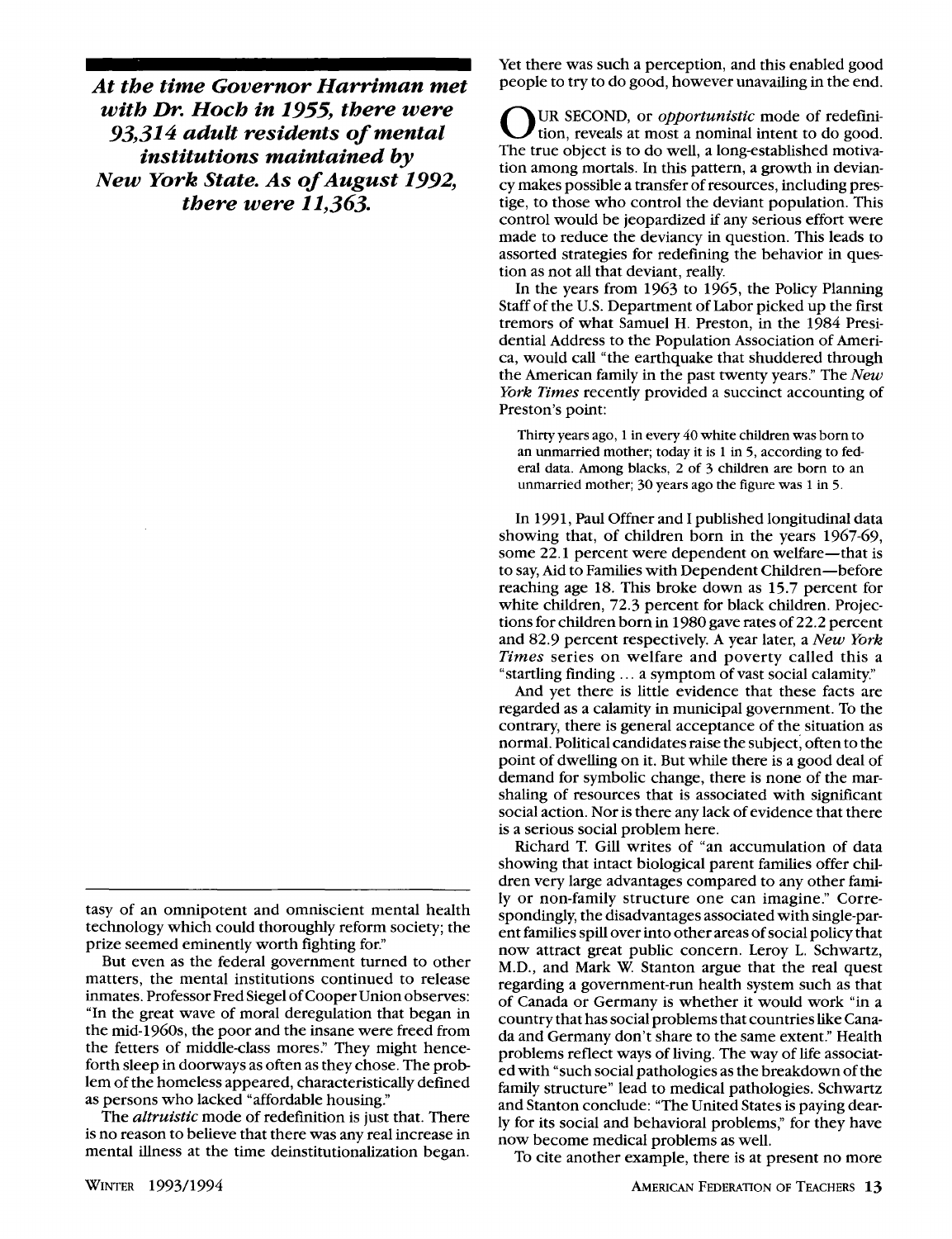***At the time Governor Harriman met with Dr. Hoch in 1955, there were 93,314 adult residents of mental institutions maintained by New York State. As of August 1992, there were 11,363.***

tasy of an omnipotent and omniscient mental health technology which could thoroughly reform society; the prize seemed eminently worth fighting for."

But even as the federal government turned to other matters, the mental institutions continued to release inmates. Professor Fred Siegel of Cooper Union observes: "In the great wave of moral deregulation that began in the mid-1960s, the poor and the insane were freed from the fetters of middle-class mores." They might henceforth sleep in doorways as often as they chose. The problem of the homeless appeared, characteristically defined as persons who lacked "affordable housing."

The *altruistic* mode of redefinition is just that. There is no reason to believe that there was any real increase in mental illness at the time deinstitutionalization began. Yet there was such a perception, and this enabled good people to try to do good, however unavailing in the end.

OUR SECOND, or *opportunistic* mode of redefinition, reveals at most a nominal intent to do good. The true object is to do well, a long-established motivation among mortals. In this pattern, a growth in deviancy makes possible a transfer of resources, including prestige, to those who control the deviant population. This control would be jeopardized if any serious effort were made to reduce the deviancy in question. This leads to assorted strategies for redefining the behavior in question as not all that deviant, really.

In the years from 1963 to 1965, the Policy Planning Staff of the U.S. Department of Labor picked up the first tremors of what Samuel H. Preston, in the 1984 Presidential Address to the Population Association of America, would call "the earthquake that shuddered through the American family in the past twenty years." The *New York Times* recently provided a succinct accounting of Preston's point:

> Thirty years ago, 1 in every 40 white children was born to an unmarried mother; today it is 1 in 5, according to federal data. Among blacks, 2 of 3 children are born to an unmarried mother; 30 years ago the figure was 1 in 5.

In 1991, Paul Offner and I published longitudinal data showing that, of children born in the years 1967-69, some 22.1 percent were dependent on welfare—that is to say, Aid to Families with Dependent Children—before reaching age 18. This broke down as 15.7 percent for white children, 72.3 percent for black children. Projections for children born in 1980 gave rates of 22.2 percent and 82.9 percent respectively. A year later, a *New York Times* series on welfare and poverty called this a "startling finding ... a symptom of vast social calamity."

And yet there is little evidence that these facts are regarded as a calamity in municipal government. To the contrary, there is general acceptance of the situation as normal. Political candidates raise the subject, often to the point of dwelling on it. But while there is a good deal of demand for symbolic change, there is none of the marshaling of resources that is associated with significant social action. Nor is there any lack of evidence that there is a serious social problem here.

Richard T. Gill writes of "an accumulation of data showing that intact biological parent families offer children very large advantages compared to any other family or non-family structure one can imagine." Correspondingly, the disadvantages associated with single-parent families spill over into other areas of social policy that now attract great public concern. Leroy L. Schwartz, M.D., and Mark W. Stanton argue that the real quest regarding a government-run health system such as that of Canada or Germany is whether it would work "in a country that has social problems that countries like Canada and Germany don't share to the same extent." Health problems reflect ways of living. The way of life associated with "such social pathologies as the breakdown of the family structure" lead to medical pathologies. Schwartz and Stanton conclude: "The United States is paying dearly for its social and behavioral problems," for they have now become medical problems as well.

To cite another example, there is at present no more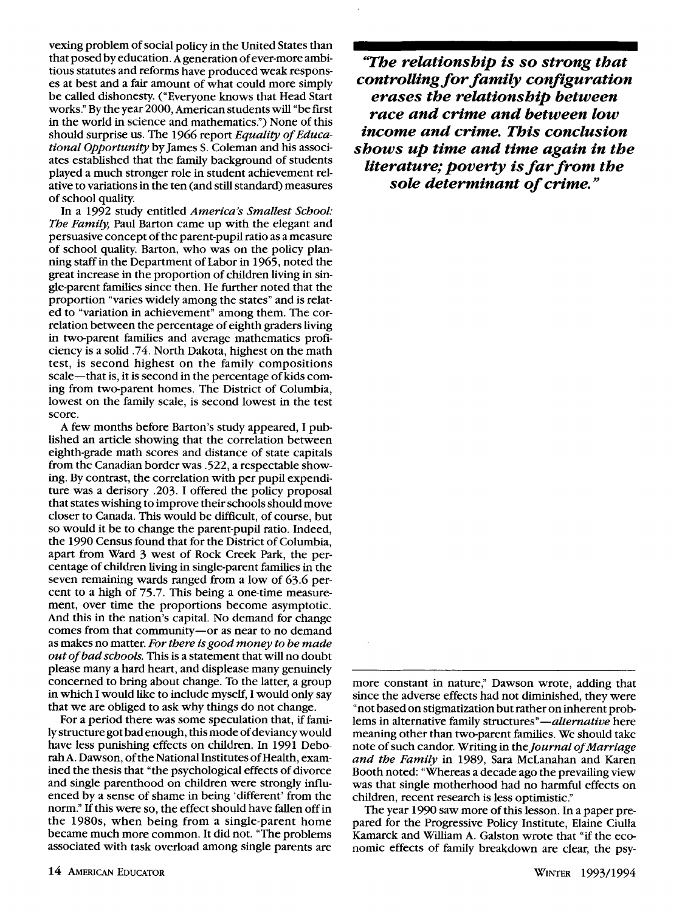vexing problem of social policy in the United States than that posed by education. A generation of ever-more ambitious statutes and reforms have produced weak responses at best and a fair amount of what could more simply be called dishonesty. ("Everyone knows that Head Start works." By the year 2000, American students will "be first in the world in science and mathematics.") None of this should surprise us. The 1966 report *Equality of Educational Opportunity* by James S. Coleman and his associates established that the family background of students played a much stronger role in student achievement relative to variations in the ten (and still standard) measures of school quality.

In a 1992 study entitled *America's Smallest School: The Family*, Paul Barton came up with the elegant and persuasive concept of the parent-pupil ratio as a measure of school quality. Barton, who was on the policy planning staff in the Department of Labor in 1965, noted the great increase in the proportion of children living in single-parent families since then. He further noted that the proportion "varies widely among the states" and is related to "variation in achievement" among them. The correlation between the percentage of eighth graders living in two-parent families and average mathematics proficiency is a solid .74. North Dakota, highest on the math test, is second highest on the family compositions scale—that is, it is second in the percentage of kids coming from two-parent homes. The District of Columbia, lowest on the family scale, is second lowest in the test score.

A few months before Barton's study appeared, I published an article showing that the correlation between eighth-grade math scores and distance of state capitals from the Canadian border was .522, a respectable showing. By contrast, the correlation with per pupil expenditure was a derisory .203. I offered the policy proposal that states wishing to improve their schools should move closer to Canada. This would be difficult, of course, but so would it be to change the parent-pupil ratio. Indeed, the 1990 Census found that for the District of Columbia, apart from Ward 3 west of Rock Creek Park, the percentage of children living in single-parent families in the seven remaining wards ranged from a low of 63.6 percent to a high of 75.7. This being a one-time measurement, over time the proportions become asymptotic. And this in the nation's capital. No demand for change comes from that community—or as near to no demand as makes no matter. *For there is good money to be made out of bad schools.* This is a statement that will no doubt please many a hard heart, and displease many genuinely concerned to bring about change. To the latter, a group in which I would like to include myself, I would only say that we are obliged to ask why things do not change.

For a period there was some speculation that, if family structure got bad enough, this mode of deviancy would have less punishing effects on children. In 1991 Deborah A. Dawson, of the National Institutes of Health, examined the thesis that "the psychological effects of divorce and single parenthood on children were strongly influenced by a sense of shame in being 'different' from the norm." If this were so, the effect should have fallen off in the 1980s, when being from a single-parent home became much more common. It did not. "The problems associated with task overload among single parents are more constant in nature," Dawson wrote, adding that since the adverse effects had not diminished, they were "not based on stigmatization but rather on inherent problems in alternative family structures"—*alternative* here meaning other than two-parent families. We should take note of such candor. Writing in the *Journal of Marriage and the Family* in 1989, Sara McLanahan and Karen Booth noted: "Whereas a decade ago the prevailing view was that single motherhood had no harmful effects on children, recent research is less optimistic."

The year 1990 saw more of this lesson. In a paper prepared for the Progressive Policy Institute, Elaine Ciulla Kamarck and William A. Galston wrote that "if the economic effects of family breakdown are clear, the psy-

> ***"The relationship is so strong that controlling for family configuration erases the relationship between race and crime and between low income and crime. This conclusion shows up time and time again in the literature; poverty is far from the sole determinant of crime."***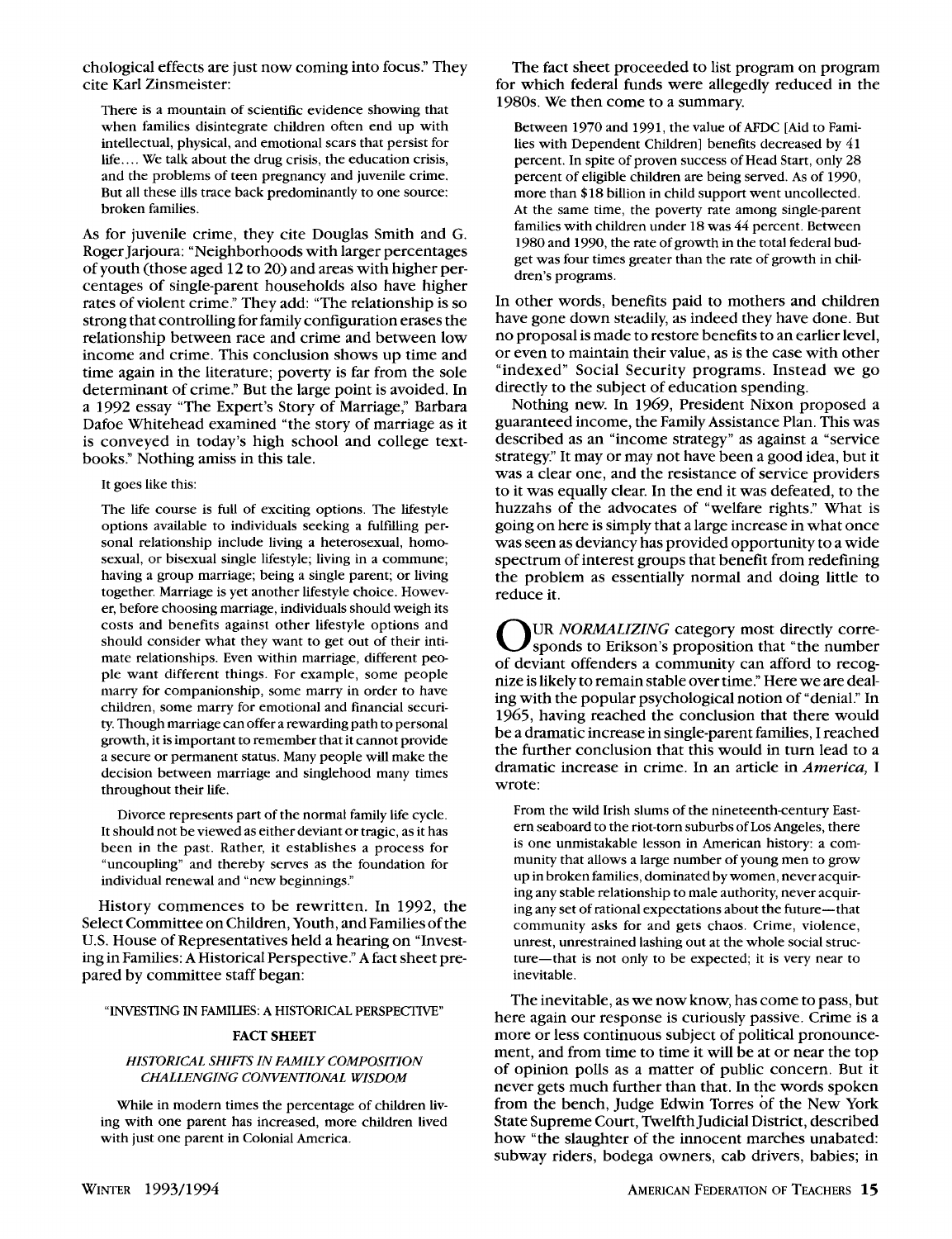chological effects are just now coming into focus." They cite Karl Zinsmeister:

> There is a mountain of scientific evidence showing that when families disintegrate children often end up with intellectual, physical, and emotional scars that persist for life.... We talk about the drug crisis, the education crisis, and the problems of teen pregnancy and juvenile crime. But all these ills trace back predominantly to one source: broken families.

As for juvenile crime, they cite Douglas Smith and G. Roger Jarjoura: "Neighborhoods with larger percentages of youth (those aged 12 to 20) and areas with higher percentages of single-parent households also have higher rates of violent crime." They add: "The relationship is so strong that controlling for family configuration erases the relationship between race and crime and between low income and crime. This conclusion shows up time and time again in the literature; poverty is far from the sole determinant of crime." But the large point is avoided. In a 1992 essay "The Expert's Story of Marriage," Barbara Dafoe Whitehead examined "the story of marriage as it is conveyed in today's high school and college textbooks." Nothing amiss in this tale.

> It goes like this:
>
> The life course is full of exciting options. The lifestyle options available to individuals seeking a fulfilling personal relationship include living a heterosexual, homosexual, or bisexual single lifestyle; living in a commune; having a group marriage; being a single parent; or living together. Marriage is yet another lifestyle choice. However, before choosing marriage, individuals should weigh its costs and benefits against other lifestyle options and should consider what they want to get out of their intimate relationships. Even within marriage, different people want different things. For example, some people marry for companionship, some marry in order to have children, some marry for emotional and financial security. Though marriage can offer a rewarding path to personal growth, it is important to remember that it cannot provide a secure or permanent status. Many people will make the decision between marriage and singlehood many times throughout their life.
>
> Divorce represents part of the normal family life cycle. It should not be viewed as either deviant or tragic, as it has been in the past. Rather, it establishes a process for "uncoupling" and thereby serves as the foundation for individual renewal and "new beginnings."

History commences to be rewritten. In 1992, the Select Committee on Children, Youth, and Families of the U.S. House of Representatives held a hearing on "Investing in Families: A Historical Perspective." A fact sheet prepared by committee staff began:

> "INVESTING IN FAMILIES: A HISTORICAL PERSPECTIVE"
>
> **FACT SHEET**
>
> *HISTORICAL SHIFTS IN FAMILY COMPOSITION CHALLENGING CONVENTIONAL WISDOM*
>
> While in modern times the percentage of children living with one parent has increased, more children lived with just one parent in Colonial America.

The fact sheet proceeded to list program on program for which federal funds were allegedly reduced in the 1980s. We then come to a summary.

> Between 1970 and 1991, the value of AFDC [Aid to Families with Dependent Children] benefits decreased by 41 percent. In spite of proven success of Head Start, only 28 percent of eligible children are being served. As of 1990, more than $18 billion in child support went uncollected. At the same time, the poverty rate among single-parent families with children under 18 was 44 percent. Between 1980 and 1990, the rate of growth in the total federal budget was four times greater than the rate of growth in children's programs.

In other words, benefits paid to mothers and children have gone down steadily, as indeed they have done. But no proposal is made to restore benefits to an earlier level, or even to maintain their value, as is the case with other "indexed" Social Security programs. Instead we go directly to the subject of education spending.

Nothing new. In 1969, President Nixon proposed a guaranteed income, the Family Assistance Plan. This was described as an "income strategy" as against a "service strategy." It may or may not have been a good idea, but it was a clear one, and the resistance of service providers to it was equally clear. In the end it was defeated, to the huzzahs of the advocates of "welfare rights." What is going on here is simply that a large increase in what once was seen as deviancy has provided opportunity to a wide spectrum of interest groups that benefit from redefining the problem as essentially normal and doing little to reduce it.

OUR *NORMALIZING* category most directly corresponds to Erikson's proposition that "the number of deviant offenders a community can afford to recognize is likely to remain stable over time." Here we are dealing with the popular psychological notion of "denial." In 1965, having reached the conclusion that there would be a dramatic increase in single-parent families, I reached the further conclusion that this would in turn lead to a dramatic increase in crime. In an article in *America*, I wrote:

> From the wild Irish slums of the nineteenth-century Eastern seaboard to the riot-torn suburbs of Los Angeles, there is one unmistakable lesson in American history: a community that allows a large number of young men to grow up in broken families, dominated by women, never acquiring any stable relationship to male authority, never acquiring any set of rational expectations about the future—that community asks for and gets chaos. Crime, violence, unrest, unrestrained lashing out at the whole social structure—that is not only to be expected; it is very near to inevitable.

The inevitable, as we now know, has come to pass, but here again our response is curiously passive. Crime is a more or less continuous subject of political pronouncement, and from time to time it will be at or near the top of opinion polls as a matter of public concern. But it never gets much further than that. In the words spoken from the bench, Judge Edwin Torres of the New York State Supreme Court, Twelfth Judicial District, described how "the slaughter of the innocent marches unabated: subway riders, bodega owners, cab drivers, babies; in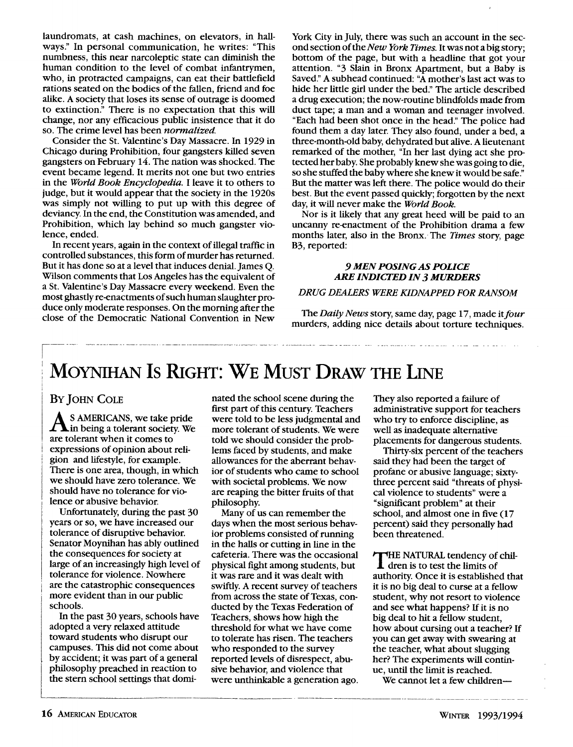laundromats, at cash machines, on elevators, in hallways." In personal communication, he writes: "This numbness, this near narcoleptic state can diminish the human condition to the level of combat infantrymen, who, in protracted campaigns, can eat their battlefield rations seated on the bodies of the fallen, friend and foe alike. A society that loses its sense of outrage is doomed to extinction." There is no expectation that this will change, nor any efficacious public insistence that it do so. The crime level has been *normalized.*

Consider the St. Valentine's Day Massacre. In 1929 in Chicago during Prohibition, four gangsters killed seven gangsters on February 14. The nation was shocked. The event became legend. It merits not one but two entries in the *World Book Encyclopedia.* I leave it to others to judge, but it would appear that the society in the 1920s was simply not willing to put up with this degree of deviancy. In the end, the Constitution was amended, and Prohibition, which lay behind so much gangster violence, ended.

In recent years, again in the context of illegal traffic in controlled substances, this form of murder has returned. But it has done so at a level that induces denial. James Q. Wilson comments that Los Angeles has the equivalent of a St. Valentine's Day Massacre every weekend. Even the most ghastly re-enactments of such human slaughter produce only moderate responses. On the morning after the close of the Democratic National Convention in New York City in July, there was such an account in the second section of the *New York Times.* It was not a big story; bottom of the page, but with a headline that got your attention. "3 Slain in Bronx Apartment, but a Baby is Saved." A subhead continued: "A mother's last act was to hide her little girl under the bed." The article described a drug execution; the now-routine blindfolds made from duct tape; a man and a woman and teenager involved. "Each had been shot once in the head." The police had found them a day later. They also found, under a bed, a three-month-old baby, dehydrated but alive. A lieutenant remarked of the mother, "In her last dying act she protected her baby. She probably knew she was going to die, so she stuffed the baby where she knew it would be safe." But the matter was left there. The police would do their best. But the event passed quickly; forgotten by the next day, it will never make the *World Book.*

Nor is it likely that any great heed will be paid to an uncanny re-enactment of the Prohibition drama a few months later, also in the Bronx. The *Times* story, page B3, reported:

***9 MEN POSING AS POLICE ARE INDICTED IN 3 MURDERS***

*DRUG DEALERS WERE KIDNAPPED FOR RANSOM*

The *Daily News* story, same day, page 17, made it *four* murders, adding nice details about torture techniques.

# Moynihan Is Right: We Must Draw the Line

By John Cole

As Americans, we take pride in being a tolerant society. We are tolerant when it comes to expressions of opinion about religion and lifestyle, for example. There is one area, though, in which we should have zero tolerance. We should have no tolerance for violence or abusive behavior.

Unfortunately, during the past 30 years or so, we have increased our tolerance of disruptive behavior. Senator Moynihan has ably outlined the consequences for society at large of an increasingly high level of tolerance for violence. Nowhere are the catastrophic consequences more evident than in our public schools.

In the past 30 years, schools have adopted a very relaxed attitude toward students who disrupt our campuses. This did not come about by accident; it was part of a general philosophy preached in reaction to the stern school settings that dominated the school scene during the first part of this century. Teachers were told to be less judgmental and more tolerant of students. We were told we should consider the problems faced by students, and make allowances for the aberrant behavior of students who came to school with societal problems. We now are reaping the bitter fruits of that philosophy.

Many of us can remember the days when the most serious behavior problems consisted of running in the halls or cutting in line in the cafeteria. There was the occasional physical fight among students, but it was rare and it was dealt with swiftly. A recent survey of teachers from across the state of Texas, conducted by the Texas Federation of Teachers, shows how high the threshold for what we have come to tolerate has risen. The teachers who responded to the survey reported levels of disrespect, abusive behavior, and violence that were unthinkable a generation ago. They also reported a failure of administrative support for teachers who try to enforce discipline, as well as inadequate alternative placements for dangerous students.

Thirty-six percent of the teachers said they had been the target of profane or abusive language; sixty-three percent said "threats of physical violence to students" were a "significant problem" at their school, and almost one in five (17 percent) said they personally had been threatened.

The natural tendency of children is to test the limits of authority. Once it is established that it is no big deal to curse at a fellow student, why not resort to violence and see what happens? If it is no big deal to hit a fellow student, how about cursing out a teacher? If you can get away with swearing at the teacher, what about slugging her? The experiments will continue, until the limit is reached.

We cannot let a few children—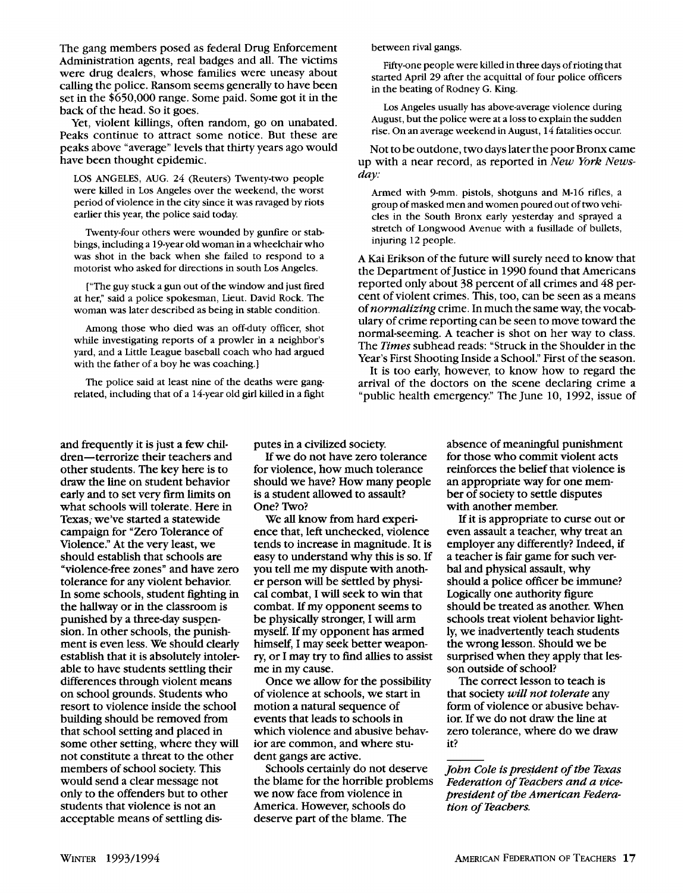The gang members posed as federal Drug Enforcement Administration agents, real badges and all. The victims were drug dealers, whose families were uneasy about calling the police. Ransom seems generally to have been set in the $650,000 range. Some paid. Some got it in the back of the head. So it goes.

Yet, violent killings, often random, go on unabated. Peaks continue to attract some notice. But these are peaks above "average" levels that thirty years ago would have been thought epidemic.

> LOS ANGELES, AUG. 24 (Reuters) Twenty-two people were killed in Los Angeles over the weekend, the worst period of violence in the city since it was ravaged by riots earlier this year, the police said today.
>
> Twenty-four others were wounded by gunfire or stabbings, including a 19-year old woman in a wheelchair who was shot in the back when she failed to respond to a motorist who asked for directions in south Los Angeles.
>
> ["The guy stuck a gun out of the window and just fired at her," said a police spokesman, Lieut. David Rock. The woman was later described as being in stable condition.
>
> Among those who died was an off-duty officer, shot while investigating reports of a prowler in a neighbor's yard, and a Little League baseball coach who had argued with the father of a boy he was coaching.]
>
> The police said at least nine of the deaths were gang-related, including that of a 14-year old girl killed in a fight between rival gangs.
>
> Fifty-one people were killed in three days of rioting that started April 29 after the acquittal of four police officers in the beating of Rodney G. King.
>
> Los Angeles usually has above-average violence during August, but the police were at a loss to explain the sudden rise. On an average weekend in August, 14 fatalities occur.

Not to be outdone, two days later the poor Bronx came up with a near record, as reported in *New York Newsday:*

> Armed with 9-mm. pistols, shotguns and M-16 rifles, a group of masked men and women poured out of two vehicles in the South Bronx early yesterday and sprayed a stretch of Longwood Avenue with a fusillade of bullets, injuring 12 people.

A Kai Erikson of the future will surely need to know that the Department of Justice in 1990 found that Americans reported only about 38 percent of all crimes and 48 percent of violent crimes. This, too, can be seen as a means of *normalizing* crime. In much the same way, the vocabulary of crime reporting can be seen to move toward the normal-seeming. A teacher is shot on her way to class. The *Times* subhead reads: "Struck in the Shoulder in the Year's First Shooting Inside a School." First of the season.

It is too early, however, to know how to regard the arrival of the doctors on the scene declaring crime a "public health emergency." The June 10, 1992, issue of

---

and frequently it is just a few children—terrorize their teachers and other students. The key here is to draw the line on student behavior early and to set very firm limits on what schools will tolerate. Here in Texas, we've started a statewide campaign for "Zero Tolerance of Violence." At the very least, we should establish that schools are "violence-free zones" and have zero tolerance for any violent behavior. In some schools, student fighting in the hallway or in the classroom is punished by a three-day suspension. In other schools, the punishment is even less. We should clearly establish that it is absolutely intolerable to have students settling their differences through violent means on school grounds. Students who resort to violence inside the school building should be removed from that school setting and placed in some other setting, where they will not constitute a threat to the other members of school society. This would send a clear message not only to the offenders but to other students that violence is not an acceptable means of settling disputes in a civilized society.

If we do not have zero tolerance for violence, how much tolerance should we have? How many people is a student allowed to assault? One? Two?

We all know from hard experience that, left unchecked, violence tends to increase in magnitude. It is easy to understand why this is so. If you tell me my dispute with another person will be settled by physical combat, I will seek to win that combat. If my opponent seems to be physically stronger, I will arm myself. If my opponent has armed himself, I may seek better weaponry, or I may try to find allies to assist me in my cause.

Once we allow for the possibility of violence at schools, we start in motion a natural sequence of events that leads to schools in which violence and abusive behavior are common, and where student gangs are active.

Schools certainly do not deserve the blame for the horrible problems we now face from violence in America. However, schools do deserve part of the blame. The absence of meaningful punishment for those who commit violent acts reinforces the belief that violence is an appropriate way for one member of society to settle disputes with another member.

If it is appropriate to curse out or even assault a teacher, why treat an employer any differently? Indeed, if a teacher is fair game for such verbal and physical assault, why should a police officer be immune? Logically one authority figure should be treated as another. When schools treat violent behavior lightly, we inadvertently teach students the wrong lesson. Should we be surprised when they apply that lesson outside of school?

The correct lesson to teach is that society *will not tolerate* any form of violence or abusive behavior. If we do not draw the line at zero tolerance, where do we draw it?

---

*John Cole is president of the Texas Federation of Teachers and a vice-president of the American Federation of Teachers.*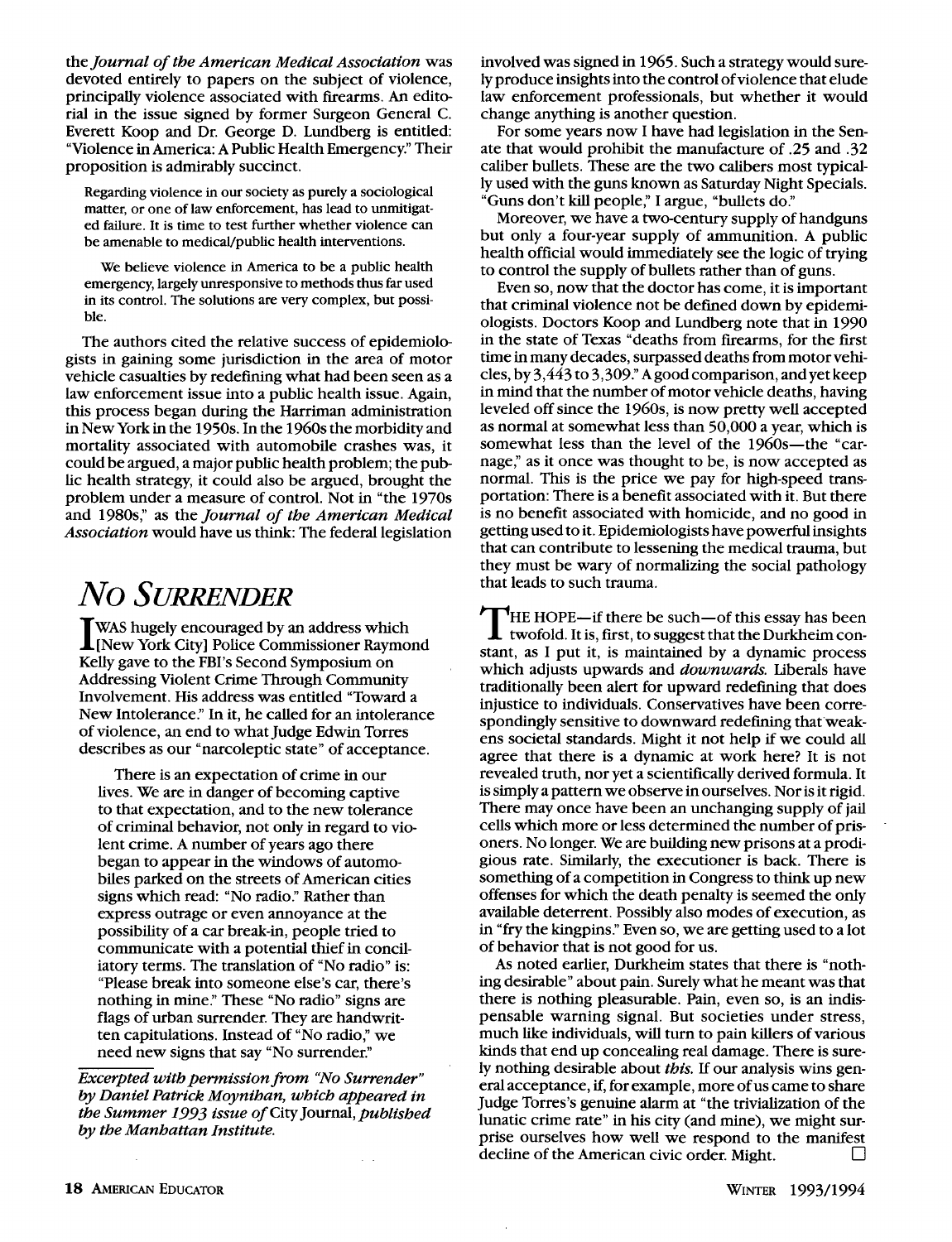the *Journal of the American Medical Association* was devoted entirely to papers on the subject of violence, principally violence associated with firearms. An editorial in the issue signed by former Surgeon General C. Everett Koop and Dr. George D. Lundberg is entitled: "Violence in America: A Public Health Emergency." Their proposition is admirably succinct.

> Regarding violence in our society as purely a sociological matter, or one of law enforcement, has lead to unmitigated failure. It is time to test further whether violence can be amenable to medical/public health interventions.
>
> We believe violence in America to be a public health emergency, largely unresponsive to methods thus far used in its control. The solutions are very complex, but possible.

The authors cited the relative success of epidemiologists in gaining some jurisdiction in the area of motor vehicle casualties by redefining what had been seen as a law enforcement issue into a public health issue. Again, this process began during the Harriman administration in New York in the 1950s. In the 1960s the morbidity and mortality associated with automobile crashes was, it could be argued, a major public health problem; the public health strategy, it could also be argued, brought the problem under a measure of control. Not in "the 1970s and 1980s," as the *Journal of the American Medical Association* would have us think: The federal legislation involved was signed in 1965. Such a strategy would surely produce insights into the control of violence that elude law enforcement professionals, but whether it would change anything is another question.

For some years now I have had legislation in the Senate that would prohibit the manufacture of .25 and .32 caliber bullets. These are the two calibers most typically used with the guns known as Saturday Night Specials. "Guns don't kill people," I argue, "bullets do."

Moreover, we have a two-century supply of handguns but only a four-year supply of ammunition. A public health official would immediately see the logic of trying to control the supply of bullets rather than of guns.

Even so, now that the doctor has come, it is important that criminal violence not be defined down by epidemiologists. Doctors Koop and Lundberg note that in 1990 in the state of Texas "deaths from firearms, for the first time in many decades, surpassed deaths from motor vehicles, by 3,443 to 3,309." A good comparison, and yet keep in mind that the number of motor vehicle deaths, having leveled off since the 1960s, is now pretty well accepted as normal at somewhat less than 50,000 a year, which is somewhat less than the level of the 1960s—the "carnage," as it once was thought to be, is now accepted as normal. This is the price we pay for high-speed transportation: There is a benefit associated with it. But there is no benefit associated with homicide, and no good in getting used to it. Epidemiologists have powerful insights that can contribute to lessening the medical trauma, but they must be wary of normalizing the social pathology that leads to such trauma.

The hope—if there be such—of this essay has been twofold. It is, first, to suggest that the Durkheim constant, as I put it, is maintained by a dynamic process which adjusts upwards and *downwards*. Liberals have traditionally been alert for upward redefining that does injustice to individuals. Conservatives have been correspondingly sensitive to downward redefining that weakens societal standards. Might it not help if we could all agree that there is a dynamic at work here? It is not revealed truth, nor yet a scientifically derived formula. It is simply a pattern we observe in ourselves. Nor is it rigid. There may once have been an unchanging supply of jail cells which more or less determined the number of prisoners. No longer. We are building new prisons at a prodigious rate. Similarly, the executioner is back. There is something of a competition in Congress to think up new offenses for which the death penalty is seemed the only available deterrent. Possibly also modes of execution, as in "fry the kingpins." Even so, we are getting used to a lot of behavior that is not good for us.

As noted earlier, Durkheim states that there is "nothing desirable" about pain. Surely what he meant was that there is nothing pleasurable. Pain, even so, is an indispensable warning signal. But societies under stress, much like individuals, will turn to pain killers of various kinds that end up concealing real damage. There is surely nothing desirable about *this*. If our analysis wins general acceptance, if, for example, more of us came to share Judge Torres's genuine alarm at "the trivialization of the lunatic crime rate" in his city (and mine), we might surprise ourselves how well we respond to the manifest decline of the American civic order. Might. □

## *No Surrender*

I was hugely encouraged by an address which [New York City] Police Commissioner Raymond Kelly gave to the FBI's Second Symposium on Addressing Violent Crime Through Community Involvement. His address was entitled "Toward a New Intolerance." In it, he called for an intolerance of violence, an end to what Judge Edwin Torres describes as our "narcoleptic state" of acceptance.

> There is an expectation of crime in our lives. We are in danger of becoming captive to that expectation, and to the new tolerance of criminal behavior, not only in regard to violent crime. A number of years ago there began to appear in the windows of automobiles parked on the streets of American cities signs which read: "No radio." Rather than express outrage or even annoyance at the possibility of a car break-in, people tried to communicate with a potential thief in conciliatory terms. The translation of "No radio" is: "Please break into someone else's car, there's nothing in mine." These "No radio" signs are flags of urban surrender. They are handwritten capitulations. Instead of "No radio," we need new signs that say "No surrender."

*Excerpted with permission from "No Surrender" by Daniel Patrick Moynihan, which appeared in the Summer 1993 issue of* City Journal, *published by the Manhattan Institute.*